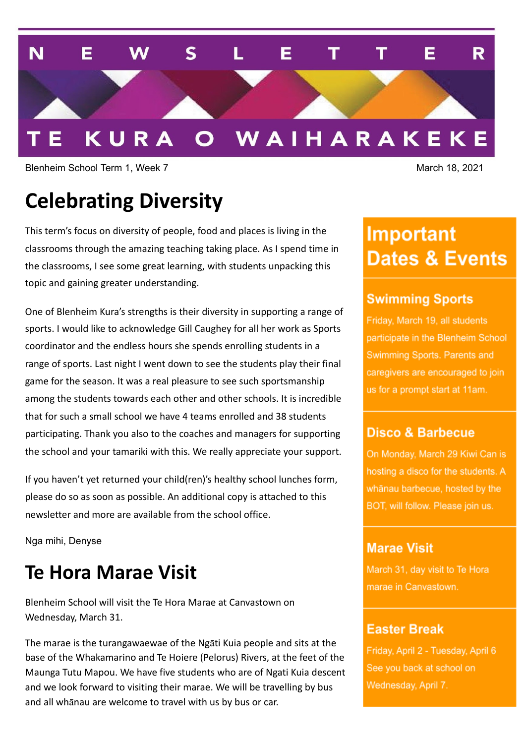# NEWSLETTER

# TE KURA O WAIHARAKEKE

Blenheim School Term 1, Week 7

March 18, 2021

## Celebrating Diversity

This term's focus on diversity of people, food and places is living in the classrooms through the amazing teaching taking place. As I spend time in the classrooms, I see some great learning, with students unpacking this topic and gaining greater understanding.

One of Blenheim Kura's strengths is their diversity in supporting a range of sports. I would like to acknowledge Gill Caughey for all her work as Sports coordinator and the endless hours she spends enrolling students in a range of sports. Last night I went down to see the students play their final game for the season. It was a real pleasure to see such sportsmanship among the students towards each other and other schools. It is incredible that for such a small school we have 4 teams enrolled and 38 students participating. Thank you also to the coaches and managers for supporting the school and your tamariki with this. We really appreciate your support.

If you haven't yet returned your child(ren)'s healthy school lunches form, please do so as soon as possible. An additional copy is attached to this newsletter and more are available from the school office.

Nga mihi, Denyse

## Te Hora Marae Visit

Blenheim School will visit the Te Hora Marae at Canvastown on Wednesday, March 31.

The marae is the turangawaewae of the Ngāti Kuia people and sits at the base of the Whakamarino and Te Hoiere (Pelorus) Rivers, at the feet of the Maunga Tutu Mapou. We have five students who are of Ngati Kuia descent and we look forward to visiting their marae. We will be travelling by bus and all whānau are welcome to travel with us by bus or car.

## Important Dates & Events

### Swimming Sports

Friday, March 19, all students participate in the Blenheim School Swimming Sports. Parents and caregivers are encouraged to join us for a prompt start at 11am.

### Disco & Barbecue

On Monday, March 29 Kiwi Can is hosting a disco for the students. A whānau barbecue, hosted by the BOT, will follow. Please join us.

### Marae Visit

March 31, day visit to Te Hora marae in Canvastown.

### Easter Break

Friday, April 2 - Tuesday, April 6 See you back at school on Wednesday, April 7.